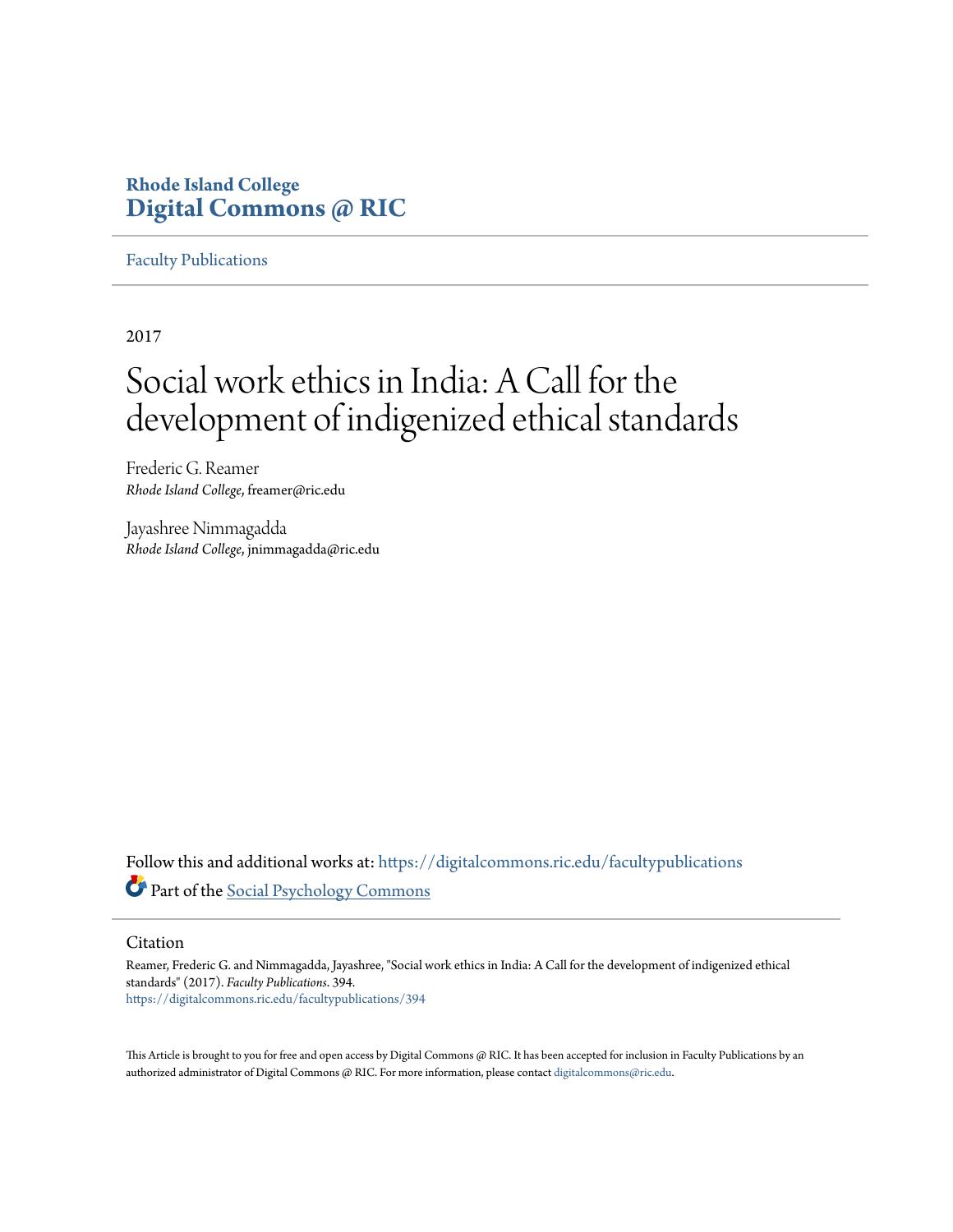Rhode Island College
**Digital Commons @ RIC**

Faculty Publications

2017

# Social work ethics in India: A Call for the development of indigenized ethical standards

Frederic G. Reamer
*Rhode Island College*, freamer@ric.edu

Jayashree Nimmagadda
*Rhode Island College*, jnimmagadda@ric.edu

Follow this and additional works at: https://digitalcommons.ric.edu/facultypublications

Part of the Social Psychology Commons

## Citation

Reamer, Frederic G. and Nimmagadda, Jayashree, "Social work ethics in India: A Call for the development of indigenized ethical standards" (2017). *Faculty Publications*. 394.
https://digitalcommons.ric.edu/facultypublications/394

This Article is brought to you for free and open access by Digital Commons @ RIC. It has been accepted for inclusion in Faculty Publications by an authorized administrator of Digital Commons @ RIC. For more information, please contact digitalcommons@ric.edu.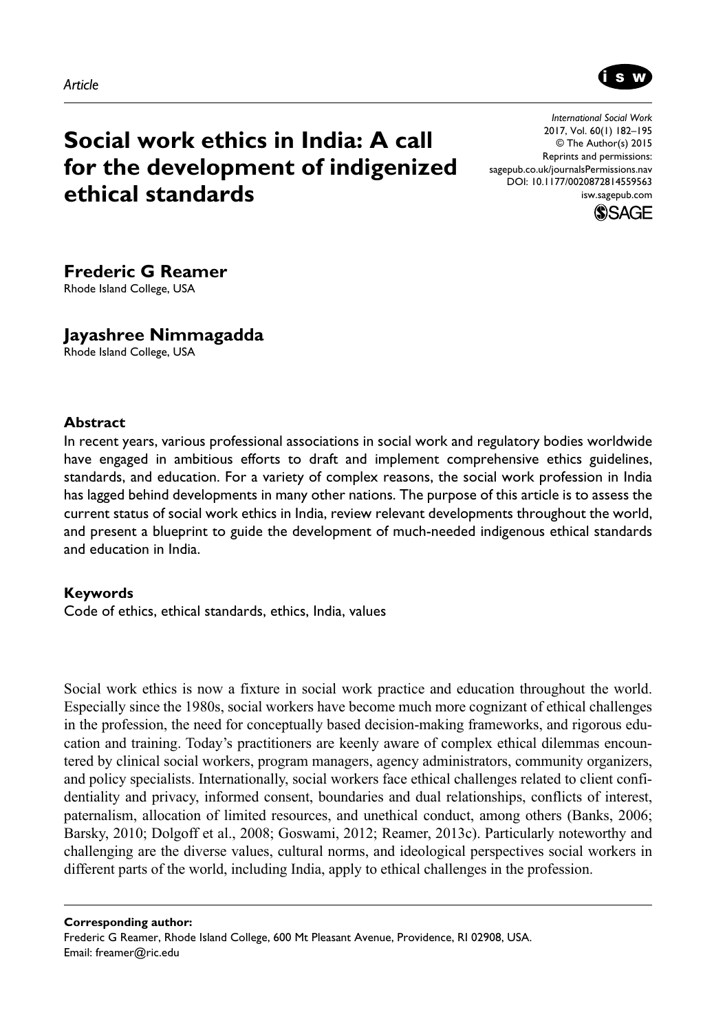*Article*

# Social work ethics in India: A call for the development of indigenized ethical standards

**Frederic G Reamer**
Rhode Island College, USA

**Jayashree Nimmagadda**
Rhode Island College, USA

### Abstract

In recent years, various professional associations in social work and regulatory bodies worldwide have engaged in ambitious efforts to draft and implement comprehensive ethics guidelines, standards, and education. For a variety of complex reasons, the social work profession in India has lagged behind developments in many other nations. The purpose of this article is to assess the current status of social work ethics in India, review relevant developments throughout the world, and present a blueprint to guide the development of much-needed indigenous ethical standards and education in India.

### Keywords

Code of ethics, ethical standards, ethics, India, values

Social work ethics is now a fixture in social work practice and education throughout the world. Especially since the 1980s, social workers have become much more cognizant of ethical challenges in the profession, the need for conceptually based decision-making frameworks, and rigorous education and training. Today's practitioners are keenly aware of complex ethical dilemmas encountered by clinical social workers, program managers, agency administrators, community organizers, and policy specialists. Internationally, social workers face ethical challenges related to client confidentiality and privacy, informed consent, boundaries and dual relationships, conflicts of interest, paternalism, allocation of limited resources, and unethical conduct, among others (Banks, 2006; Barsky, 2010; Dolgoff et al., 2008; Goswami, 2012; Reamer, 2013c). Particularly noteworthy and challenging are the diverse values, cultural norms, and ideological perspectives social workers in different parts of the world, including India, apply to ethical challenges in the profession.

**Corresponding author:**
Frederic G Reamer, Rhode Island College, 600 Mt Pleasant Avenue, Providence, RI 02908, USA.
Email: freamer@ric.edu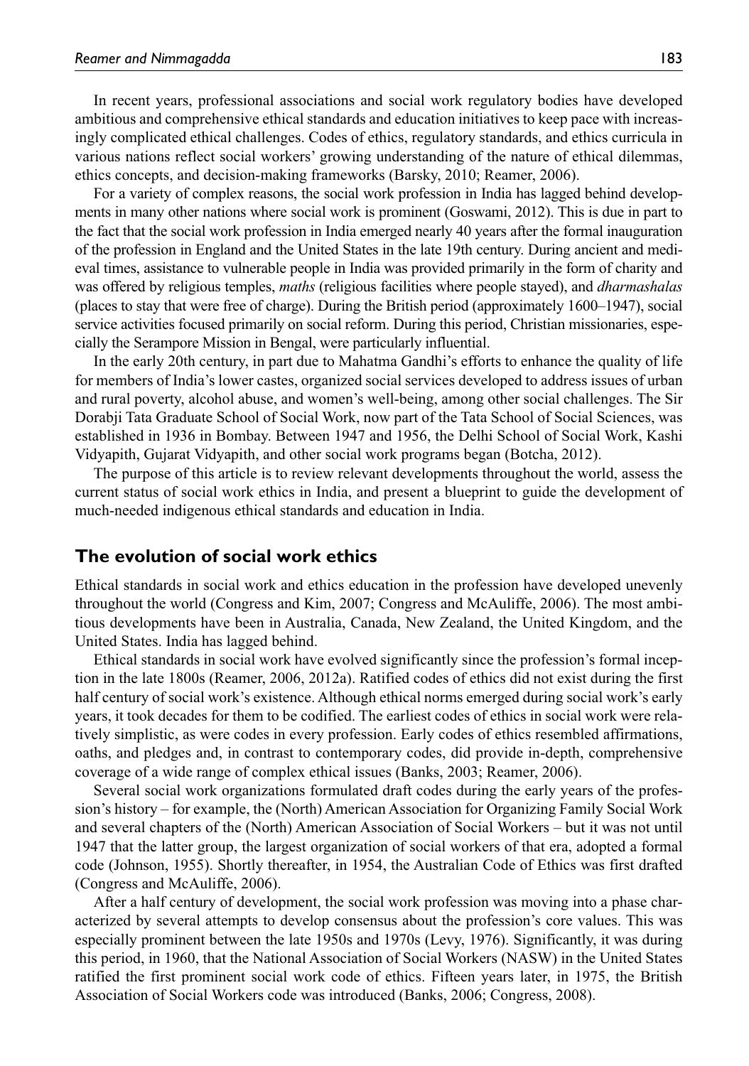In recent years, professional associations and social work regulatory bodies have developed ambitious and comprehensive ethical standards and education initiatives to keep pace with increasingly complicated ethical challenges. Codes of ethics, regulatory standards, and ethics curricula in various nations reflect social workers' growing understanding of the nature of ethical dilemmas, ethics concepts, and decision-making frameworks (Barsky, 2010; Reamer, 2006).

For a variety of complex reasons, the social work profession in India has lagged behind developments in many other nations where social work is prominent (Goswami, 2012). This is due in part to the fact that the social work profession in India emerged nearly 40 years after the formal inauguration of the profession in England and the United States in the late 19th century. During ancient and medieval times, assistance to vulnerable people in India was provided primarily in the form of charity and was offered by religious temples, *maths* (religious facilities where people stayed), and *dharmashalas* (places to stay that were free of charge). During the British period (approximately 1600–1947), social service activities focused primarily on social reform. During this period, Christian missionaries, especially the Serampore Mission in Bengal, were particularly influential.

In the early 20th century, in part due to Mahatma Gandhi's efforts to enhance the quality of life for members of India's lower castes, organized social services developed to address issues of urban and rural poverty, alcohol abuse, and women's well-being, among other social challenges. The Sir Dorabji Tata Graduate School of Social Work, now part of the Tata School of Social Sciences, was established in 1936 in Bombay. Between 1947 and 1956, the Delhi School of Social Work, Kashi Vidyapith, Gujarat Vidyapith, and other social work programs began (Botcha, 2012).

The purpose of this article is to review relevant developments throughout the world, assess the current status of social work ethics in India, and present a blueprint to guide the development of much-needed indigenous ethical standards and education in India.

## The evolution of social work ethics

Ethical standards in social work and ethics education in the profession have developed unevenly throughout the world (Congress and Kim, 2007; Congress and McAuliffe, 2006). The most ambitious developments have been in Australia, Canada, New Zealand, the United Kingdom, and the United States. India has lagged behind.

Ethical standards in social work have evolved significantly since the profession's formal inception in the late 1800s (Reamer, 2006, 2012a). Ratified codes of ethics did not exist during the first half century of social work's existence. Although ethical norms emerged during social work's early years, it took decades for them to be codified. The earliest codes of ethics in social work were relatively simplistic, as were codes in every profession. Early codes of ethics resembled affirmations, oaths, and pledges and, in contrast to contemporary codes, did provide in-depth, comprehensive coverage of a wide range of complex ethical issues (Banks, 2003; Reamer, 2006).

Several social work organizations formulated draft codes during the early years of the profession's history – for example, the (North) American Association for Organizing Family Social Work and several chapters of the (North) American Association of Social Workers – but it was not until 1947 that the latter group, the largest organization of social workers of that era, adopted a formal code (Johnson, 1955). Shortly thereafter, in 1954, the Australian Code of Ethics was first drafted (Congress and McAuliffe, 2006).

After a half century of development, the social work profession was moving into a phase characterized by several attempts to develop consensus about the profession's core values. This was especially prominent between the late 1950s and 1970s (Levy, 1976). Significantly, it was during this period, in 1960, that the National Association of Social Workers (NASW) in the United States ratified the first prominent social work code of ethics. Fifteen years later, in 1975, the British Association of Social Workers code was introduced (Banks, 2006; Congress, 2008).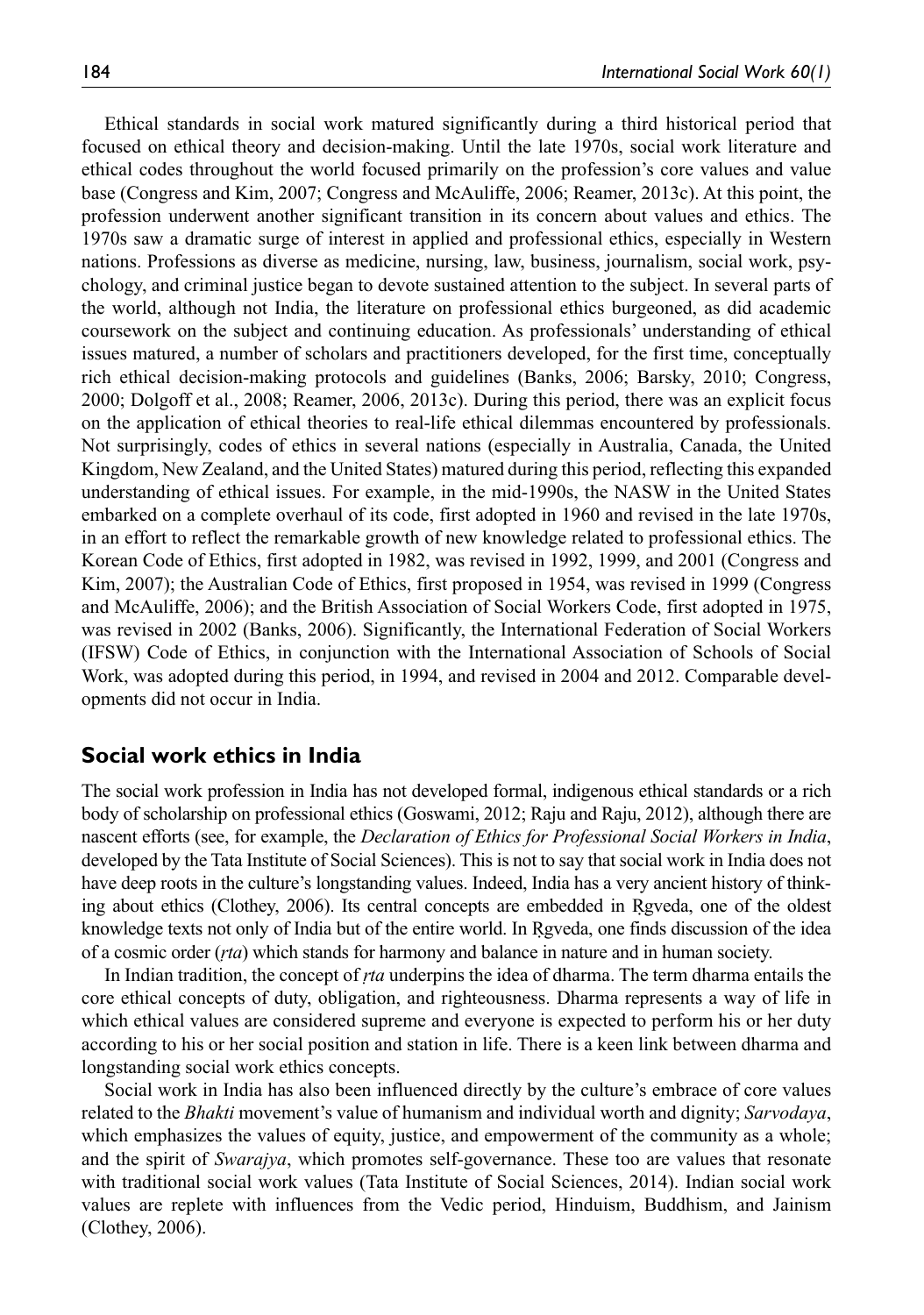Ethical standards in social work matured significantly during a third historical period that focused on ethical theory and decision-making. Until the late 1970s, social work literature and ethical codes throughout the world focused primarily on the profession's core values and value base (Congress and Kim, 2007; Congress and McAuliffe, 2006; Reamer, 2013c). At this point, the profession underwent another significant transition in its concern about values and ethics. The 1970s saw a dramatic surge of interest in applied and professional ethics, especially in Western nations. Professions as diverse as medicine, nursing, law, business, journalism, social work, psychology, and criminal justice began to devote sustained attention to the subject. In several parts of the world, although not India, the literature on professional ethics burgeoned, as did academic coursework on the subject and continuing education. As professionals' understanding of ethical issues matured, a number of scholars and practitioners developed, for the first time, conceptually rich ethical decision-making protocols and guidelines (Banks, 2006; Barsky, 2010; Congress, 2000; Dolgoff et al., 2008; Reamer, 2006, 2013c). During this period, there was an explicit focus on the application of ethical theories to real-life ethical dilemmas encountered by professionals. Not surprisingly, codes of ethics in several nations (especially in Australia, Canada, the United Kingdom, New Zealand, and the United States) matured during this period, reflecting this expanded understanding of ethical issues. For example, in the mid-1990s, the NASW in the United States embarked on a complete overhaul of its code, first adopted in 1960 and revised in the late 1970s, in an effort to reflect the remarkable growth of new knowledge related to professional ethics. The Korean Code of Ethics, first adopted in 1982, was revised in 1992, 1999, and 2001 (Congress and Kim, 2007); the Australian Code of Ethics, first proposed in 1954, was revised in 1999 (Congress and McAuliffe, 2006); and the British Association of Social Workers Code, first adopted in 1975, was revised in 2002 (Banks, 2006). Significantly, the International Federation of Social Workers (IFSW) Code of Ethics, in conjunction with the International Association of Schools of Social Work, was adopted during this period, in 1994, and revised in 2004 and 2012. Comparable developments did not occur in India.

## Social work ethics in India

The social work profession in India has not developed formal, indigenous ethical standards or a rich body of scholarship on professional ethics (Goswami, 2012; Raju and Raju, 2012), although there are nascent efforts (see, for example, the *Declaration of Ethics for Professional Social Workers in India*, developed by the Tata Institute of Social Sciences). This is not to say that social work in India does not have deep roots in the culture's longstanding values. Indeed, India has a very ancient history of thinking about ethics (Clothey, 2006). Its central concepts are embedded in Ṛgveda, one of the oldest knowledge texts not only of India but of the entire world. In Ṛgveda, one finds discussion of the idea of a cosmic order (*ṛta*) which stands for harmony and balance in nature and in human society.

In Indian tradition, the concept of *ṛta* underpins the idea of dharma. The term dharma entails the core ethical concepts of duty, obligation, and righteousness. Dharma represents a way of life in which ethical values are considered supreme and everyone is expected to perform his or her duty according to his or her social position and station in life. There is a keen link between dharma and longstanding social work ethics concepts.

Social work in India has also been influenced directly by the culture's embrace of core values related to the *Bhakti* movement's value of humanism and individual worth and dignity; *Sarvodaya*, which emphasizes the values of equity, justice, and empowerment of the community as a whole; and the spirit of *Swarajya*, which promotes self-governance. These too are values that resonate with traditional social work values (Tata Institute of Social Sciences, 2014). Indian social work values are replete with influences from the Vedic period, Hinduism, Buddhism, and Jainism (Clothey, 2006).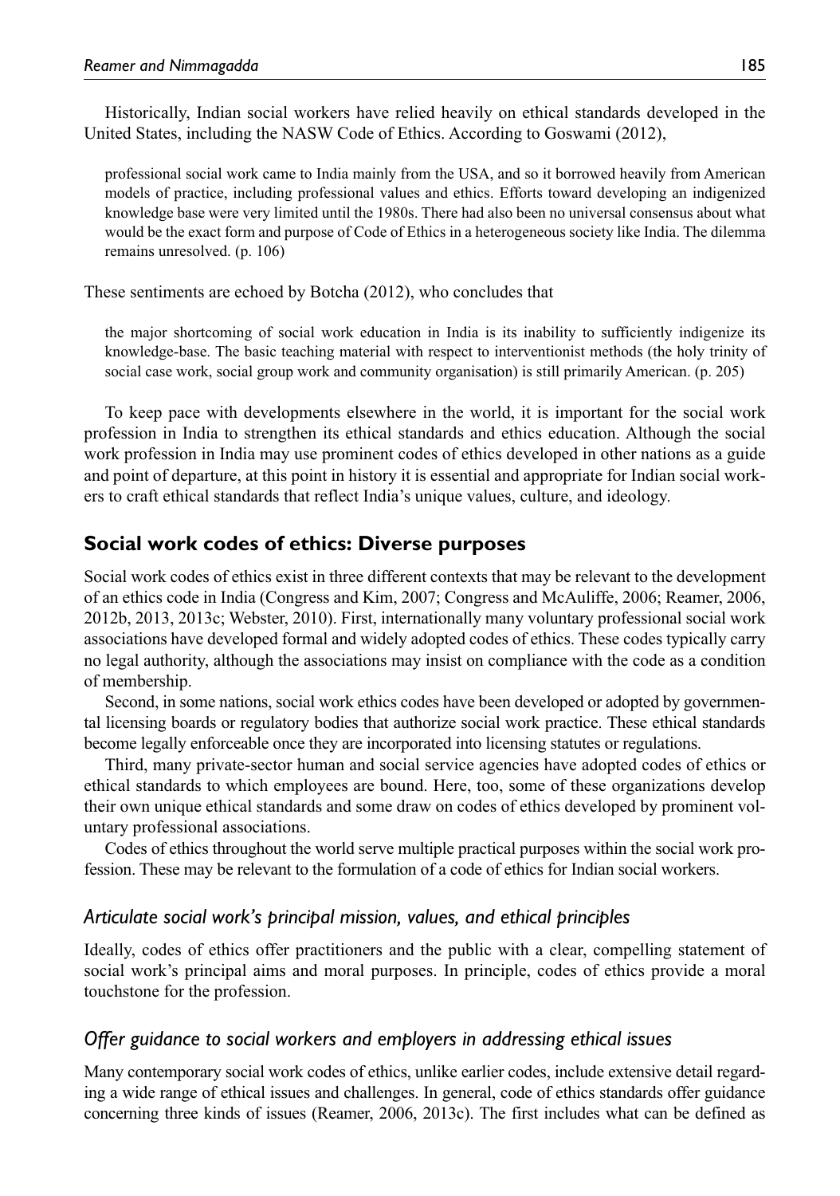Historically, Indian social workers have relied heavily on ethical standards developed in the United States, including the NASW Code of Ethics. According to Goswami (2012),

> professional social work came to India mainly from the USA, and so it borrowed heavily from American models of practice, including professional values and ethics. Efforts toward developing an indigenized knowledge base were very limited until the 1980s. There had also been no universal consensus about what would be the exact form and purpose of Code of Ethics in a heterogeneous society like India. The dilemma remains unresolved. (p. 106)

These sentiments are echoed by Botcha (2012), who concludes that

> the major shortcoming of social work education in India is its inability to sufficiently indigenize its knowledge-base. The basic teaching material with respect to interventionist methods (the holy trinity of social case work, social group work and community organisation) is still primarily American. (p. 205)

To keep pace with developments elsewhere in the world, it is important for the social work profession in India to strengthen its ethical standards and ethics education. Although the social work profession in India may use prominent codes of ethics developed in other nations as a guide and point of departure, at this point in history it is essential and appropriate for Indian social workers to craft ethical standards that reflect India's unique values, culture, and ideology.

## Social work codes of ethics: Diverse purposes

Social work codes of ethics exist in three different contexts that may be relevant to the development of an ethics code in India (Congress and Kim, 2007; Congress and McAuliffe, 2006; Reamer, 2006, 2012b, 2013, 2013c; Webster, 2010). First, internationally many voluntary professional social work associations have developed formal and widely adopted codes of ethics. These codes typically carry no legal authority, although the associations may insist on compliance with the code as a condition of membership.

Second, in some nations, social work ethics codes have been developed or adopted by governmental licensing boards or regulatory bodies that authorize social work practice. These ethical standards become legally enforceable once they are incorporated into licensing statutes or regulations.

Third, many private-sector human and social service agencies have adopted codes of ethics or ethical standards to which employees are bound. Here, too, some of these organizations develop their own unique ethical standards and some draw on codes of ethics developed by prominent voluntary professional associations.

Codes of ethics throughout the world serve multiple practical purposes within the social work profession. These may be relevant to the formulation of a code of ethics for Indian social workers.

### *Articulate social work's principal mission, values, and ethical principles*

Ideally, codes of ethics offer practitioners and the public with a clear, compelling statement of social work's principal aims and moral purposes. In principle, codes of ethics provide a moral touchstone for the profession.

### *Offer guidance to social workers and employers in addressing ethical issues*

Many contemporary social work codes of ethics, unlike earlier codes, include extensive detail regarding a wide range of ethical issues and challenges. In general, code of ethics standards offer guidance concerning three kinds of issues (Reamer, 2006, 2013c). The first includes what can be defined as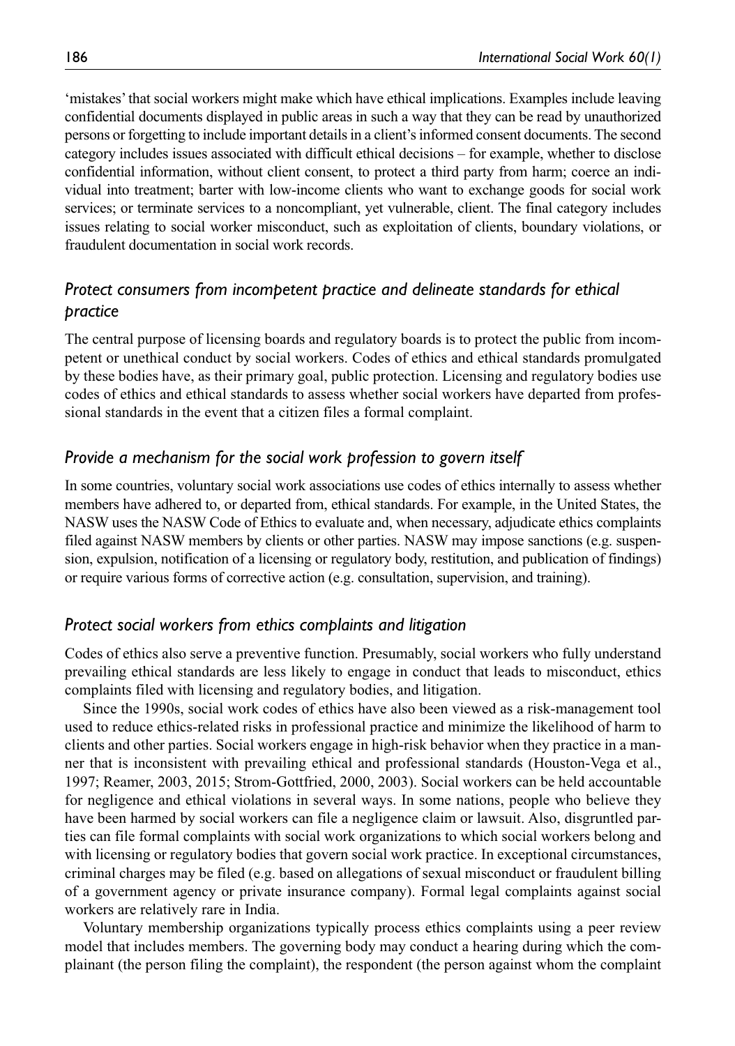'mistakes' that social workers might make which have ethical implications. Examples include leaving confidential documents displayed in public areas in such a way that they can be read by unauthorized persons or forgetting to include important details in a client's informed consent documents. The second category includes issues associated with difficult ethical decisions – for example, whether to disclose confidential information, without client consent, to protect a third party from harm; coerce an individual into treatment; barter with low-income clients who want to exchange goods for social work services; or terminate services to a noncompliant, yet vulnerable, client. The final category includes issues relating to social worker misconduct, such as exploitation of clients, boundary violations, or fraudulent documentation in social work records.

### *Protect consumers from incompetent practice and delineate standards for ethical practice*

The central purpose of licensing boards and regulatory boards is to protect the public from incompetent or unethical conduct by social workers. Codes of ethics and ethical standards promulgated by these bodies have, as their primary goal, public protection. Licensing and regulatory bodies use codes of ethics and ethical standards to assess whether social workers have departed from professional standards in the event that a citizen files a formal complaint.

### *Provide a mechanism for the social work profession to govern itself*

In some countries, voluntary social work associations use codes of ethics internally to assess whether members have adhered to, or departed from, ethical standards. For example, in the United States, the NASW uses the NASW Code of Ethics to evaluate and, when necessary, adjudicate ethics complaints filed against NASW members by clients or other parties. NASW may impose sanctions (e.g. suspension, expulsion, notification of a licensing or regulatory body, restitution, and publication of findings) or require various forms of corrective action (e.g. consultation, supervision, and training).

### *Protect social workers from ethics complaints and litigation*

Codes of ethics also serve a preventive function. Presumably, social workers who fully understand prevailing ethical standards are less likely to engage in conduct that leads to misconduct, ethics complaints filed with licensing and regulatory bodies, and litigation.

Since the 1990s, social work codes of ethics have also been viewed as a risk-management tool used to reduce ethics-related risks in professional practice and minimize the likelihood of harm to clients and other parties. Social workers engage in high-risk behavior when they practice in a manner that is inconsistent with prevailing ethical and professional standards (Houston-Vega et al., 1997; Reamer, 2003, 2015; Strom-Gottfried, 2000, 2003). Social workers can be held accountable for negligence and ethical violations in several ways. In some nations, people who believe they have been harmed by social workers can file a negligence claim or lawsuit. Also, disgruntled parties can file formal complaints with social work organizations to which social workers belong and with licensing or regulatory bodies that govern social work practice. In exceptional circumstances, criminal charges may be filed (e.g. based on allegations of sexual misconduct or fraudulent billing of a government agency or private insurance company). Formal legal complaints against social workers are relatively rare in India.

Voluntary membership organizations typically process ethics complaints using a peer review model that includes members. The governing body may conduct a hearing during which the complainant (the person filing the complaint), the respondent (the person against whom the complaint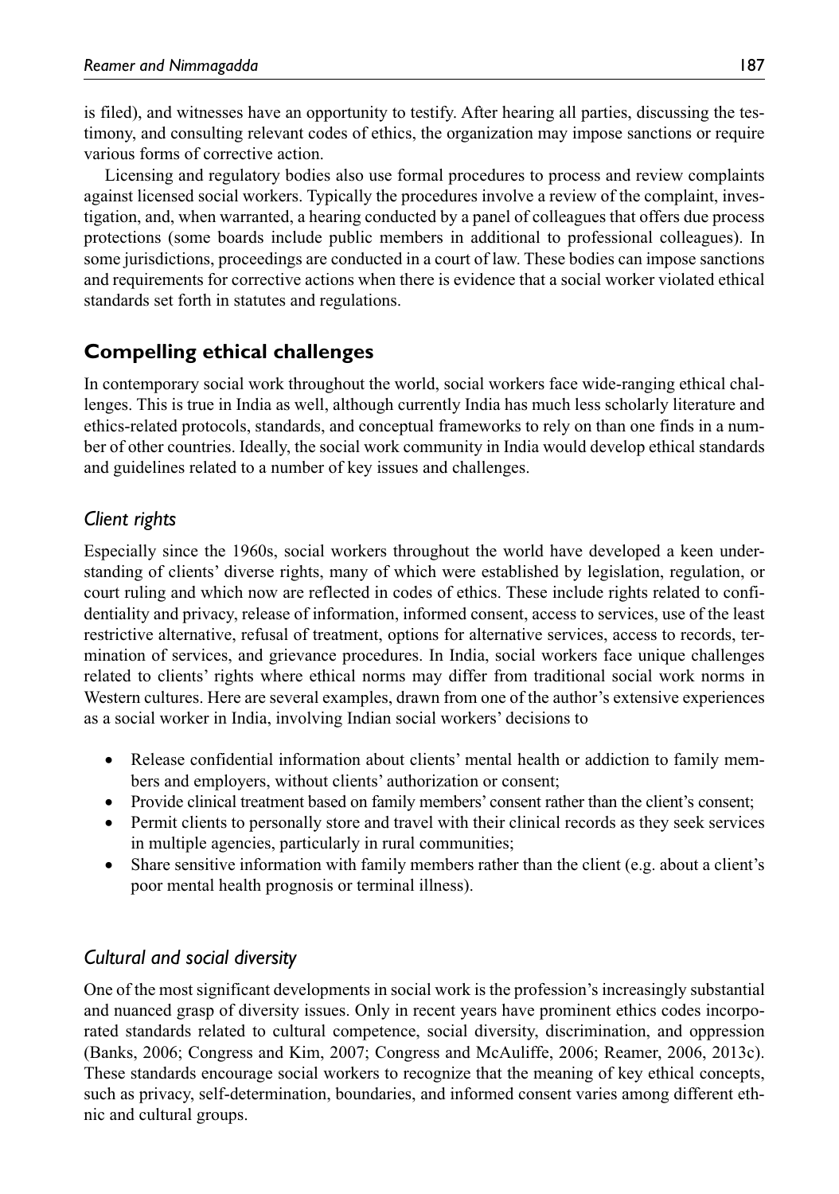is filed), and witnesses have an opportunity to testify. After hearing all parties, discussing the testimony, and consulting relevant codes of ethics, the organization may impose sanctions or require various forms of corrective action.

Licensing and regulatory bodies also use formal procedures to process and review complaints against licensed social workers. Typically the procedures involve a review of the complaint, investigation, and, when warranted, a hearing conducted by a panel of colleagues that offers due process protections (some boards include public members in additional to professional colleagues). In some jurisdictions, proceedings are conducted in a court of law. These bodies can impose sanctions and requirements for corrective actions when there is evidence that a social worker violated ethical standards set forth in statutes and regulations.

## Compelling ethical challenges

In contemporary social work throughout the world, social workers face wide-ranging ethical challenges. This is true in India as well, although currently India has much less scholarly literature and ethics-related protocols, standards, and conceptual frameworks to rely on than one finds in a number of other countries. Ideally, the social work community in India would develop ethical standards and guidelines related to a number of key issues and challenges.

### *Client rights*

Especially since the 1960s, social workers throughout the world have developed a keen understanding of clients' diverse rights, many of which were established by legislation, regulation, or court ruling and which now are reflected in codes of ethics. These include rights related to confidentiality and privacy, release of information, informed consent, access to services, use of the least restrictive alternative, refusal of treatment, options for alternative services, access to records, termination of services, and grievance procedures. In India, social workers face unique challenges related to clients' rights where ethical norms may differ from traditional social work norms in Western cultures. Here are several examples, drawn from one of the author's extensive experiences as a social worker in India, involving Indian social workers' decisions to

- Release confidential information about clients' mental health or addiction to family members and employers, without clients' authorization or consent;
- Provide clinical treatment based on family members' consent rather than the client's consent;
- Permit clients to personally store and travel with their clinical records as they seek services in multiple agencies, particularly in rural communities;
- Share sensitive information with family members rather than the client (e.g. about a client's poor mental health prognosis or terminal illness).

### *Cultural and social diversity*

One of the most significant developments in social work is the profession's increasingly substantial and nuanced grasp of diversity issues. Only in recent years have prominent ethics codes incorporated standards related to cultural competence, social diversity, discrimination, and oppression (Banks, 2006; Congress and Kim, 2007; Congress and McAuliffe, 2006; Reamer, 2006, 2013c). These standards encourage social workers to recognize that the meaning of key ethical concepts, such as privacy, self-determination, boundaries, and informed consent varies among different ethnic and cultural groups.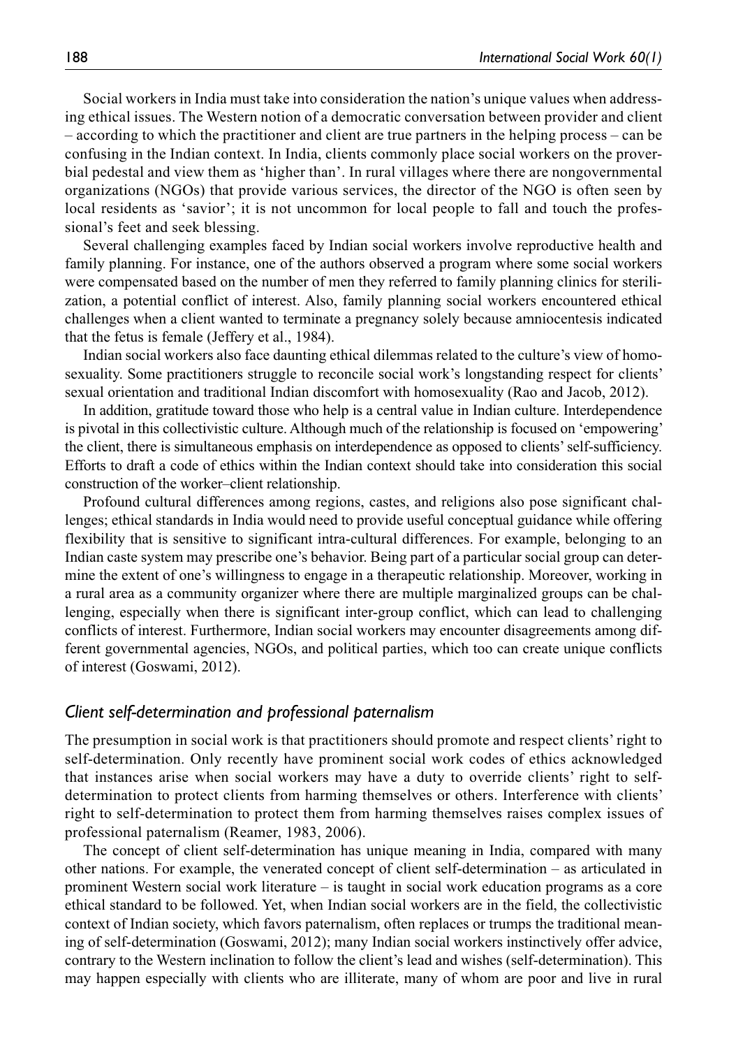Social workers in India must take into consideration the nation's unique values when addressing ethical issues. The Western notion of a democratic conversation between provider and client – according to which the practitioner and client are true partners in the helping process – can be confusing in the Indian context. In India, clients commonly place social workers on the proverbial pedestal and view them as 'higher than'. In rural villages where there are nongovernmental organizations (NGOs) that provide various services, the director of the NGO is often seen by local residents as 'savior'; it is not uncommon for local people to fall and touch the professional's feet and seek blessing.

Several challenging examples faced by Indian social workers involve reproductive health and family planning. For instance, one of the authors observed a program where some social workers were compensated based on the number of men they referred to family planning clinics for sterilization, a potential conflict of interest. Also, family planning social workers encountered ethical challenges when a client wanted to terminate a pregnancy solely because amniocentesis indicated that the fetus is female (Jeffery et al., 1984).

Indian social workers also face daunting ethical dilemmas related to the culture's view of homosexuality. Some practitioners struggle to reconcile social work's longstanding respect for clients' sexual orientation and traditional Indian discomfort with homosexuality (Rao and Jacob, 2012).

In addition, gratitude toward those who help is a central value in Indian culture. Interdependence is pivotal in this collectivistic culture. Although much of the relationship is focused on 'empowering' the client, there is simultaneous emphasis on interdependence as opposed to clients' self-sufficiency. Efforts to draft a code of ethics within the Indian context should take into consideration this social construction of the worker–client relationship.

Profound cultural differences among regions, castes, and religions also pose significant challenges; ethical standards in India would need to provide useful conceptual guidance while offering flexibility that is sensitive to significant intra-cultural differences. For example, belonging to an Indian caste system may prescribe one's behavior. Being part of a particular social group can determine the extent of one's willingness to engage in a therapeutic relationship. Moreover, working in a rural area as a community organizer where there are multiple marginalized groups can be challenging, especially when there is significant inter-group conflict, which can lead to challenging conflicts of interest. Furthermore, Indian social workers may encounter disagreements among different governmental agencies, NGOs, and political parties, which too can create unique conflicts of interest (Goswami, 2012).

### *Client self-determination and professional paternalism*

The presumption in social work is that practitioners should promote and respect clients' right to self-determination. Only recently have prominent social work codes of ethics acknowledged that instances arise when social workers may have a duty to override clients' right to self-determination to protect clients from harming themselves or others. Interference with clients' right to self-determination to protect them from harming themselves raises complex issues of professional paternalism (Reamer, 1983, 2006).

The concept of client self-determination has unique meaning in India, compared with many other nations. For example, the venerated concept of client self-determination – as articulated in prominent Western social work literature – is taught in social work education programs as a core ethical standard to be followed. Yet, when Indian social workers are in the field, the collectivistic context of Indian society, which favors paternalism, often replaces or trumps the traditional meaning of self-determination (Goswami, 2012); many Indian social workers instinctively offer advice, contrary to the Western inclination to follow the client's lead and wishes (self-determination). This may happen especially with clients who are illiterate, many of whom are poor and live in rural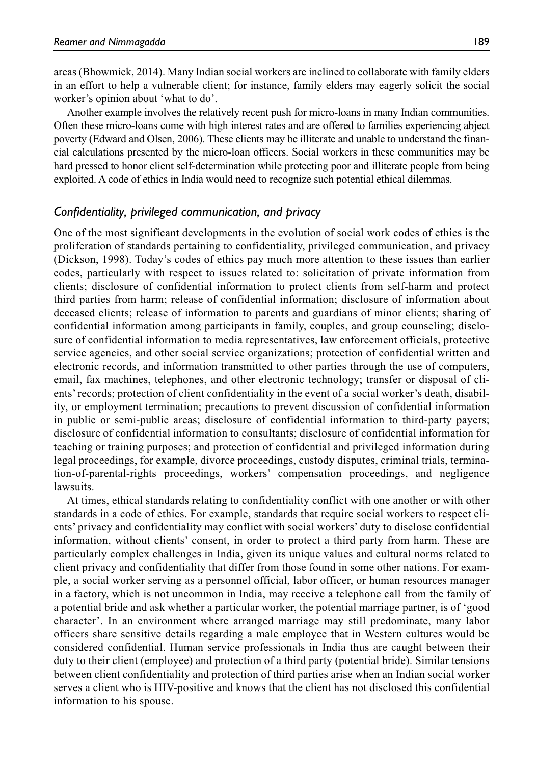areas (Bhowmick, 2014). Many Indian social workers are inclined to collaborate with family elders in an effort to help a vulnerable client; for instance, family elders may eagerly solicit the social worker's opinion about 'what to do'.

Another example involves the relatively recent push for micro-loans in many Indian communities. Often these micro-loans come with high interest rates and are offered to families experiencing abject poverty (Edward and Olsen, 2006). These clients may be illiterate and unable to understand the financial calculations presented by the micro-loan officers. Social workers in these communities may be hard pressed to honor client self-determination while protecting poor and illiterate people from being exploited. A code of ethics in India would need to recognize such potential ethical dilemmas.

### *Confidentiality, privileged communication, and privacy*

One of the most significant developments in the evolution of social work codes of ethics is the proliferation of standards pertaining to confidentiality, privileged communication, and privacy (Dickson, 1998). Today's codes of ethics pay much more attention to these issues than earlier codes, particularly with respect to issues related to: solicitation of private information from clients; disclosure of confidential information to protect clients from self-harm and protect third parties from harm; release of confidential information; disclosure of information about deceased clients; release of information to parents and guardians of minor clients; sharing of confidential information among participants in family, couples, and group counseling; disclosure of confidential information to media representatives, law enforcement officials, protective service agencies, and other social service organizations; protection of confidential written and electronic records, and information transmitted to other parties through the use of computers, email, fax machines, telephones, and other electronic technology; transfer or disposal of clients' records; protection of client confidentiality in the event of a social worker's death, disability, or employment termination; precautions to prevent discussion of confidential information in public or semi-public areas; disclosure of confidential information to third-party payers; disclosure of confidential information to consultants; disclosure of confidential information for teaching or training purposes; and protection of confidential and privileged information during legal proceedings, for example, divorce proceedings, custody disputes, criminal trials, termination-of-parental-rights proceedings, workers' compensation proceedings, and negligence lawsuits.

At times, ethical standards relating to confidentiality conflict with one another or with other standards in a code of ethics. For example, standards that require social workers to respect clients' privacy and confidentiality may conflict with social workers' duty to disclose confidential information, without clients' consent, in order to protect a third party from harm. These are particularly complex challenges in India, given its unique values and cultural norms related to client privacy and confidentiality that differ from those found in some other nations. For example, a social worker serving as a personnel official, labor officer, or human resources manager in a factory, which is not uncommon in India, may receive a telephone call from the family of a potential bride and ask whether a particular worker, the potential marriage partner, is of 'good character'. In an environment where arranged marriage may still predominate, many labor officers share sensitive details regarding a male employee that in Western cultures would be considered confidential. Human service professionals in India thus are caught between their duty to their client (employee) and protection of a third party (potential bride). Similar tensions between client confidentiality and protection of third parties arise when an Indian social worker serves a client who is HIV-positive and knows that the client has not disclosed this confidential information to his spouse.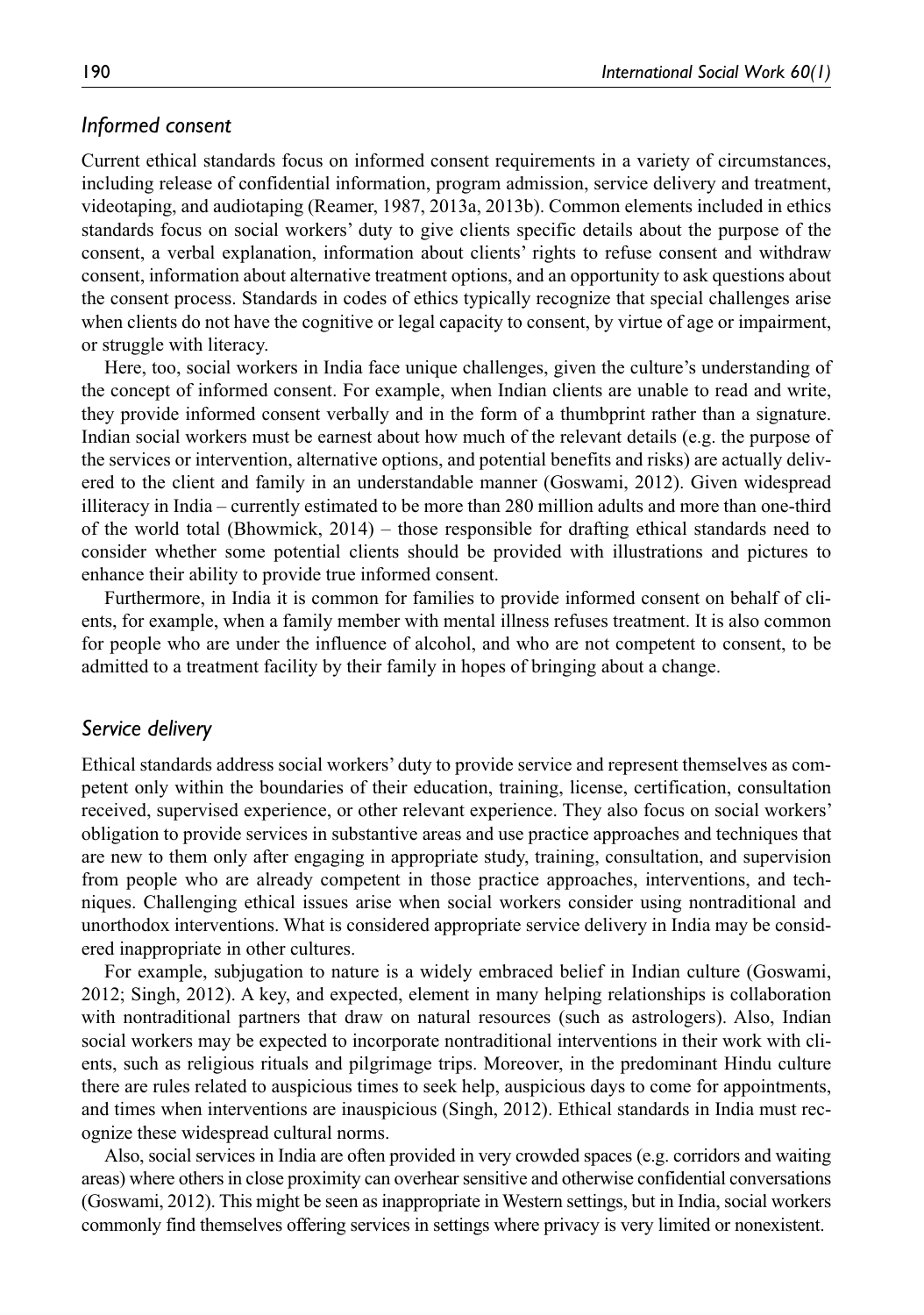### *Informed consent*

Current ethical standards focus on informed consent requirements in a variety of circumstances, including release of confidential information, program admission, service delivery and treatment, videotaping, and audiotaping (Reamer, 1987, 2013a, 2013b). Common elements included in ethics standards focus on social workers' duty to give clients specific details about the purpose of the consent, a verbal explanation, information about clients' rights to refuse consent and withdraw consent, information about alternative treatment options, and an opportunity to ask questions about the consent process. Standards in codes of ethics typically recognize that special challenges arise when clients do not have the cognitive or legal capacity to consent, by virtue of age or impairment, or struggle with literacy.

Here, too, social workers in India face unique challenges, given the culture's understanding of the concept of informed consent. For example, when Indian clients are unable to read and write, they provide informed consent verbally and in the form of a thumbprint rather than a signature. Indian social workers must be earnest about how much of the relevant details (e.g. the purpose of the services or intervention, alternative options, and potential benefits and risks) are actually delivered to the client and family in an understandable manner (Goswami, 2012). Given widespread illiteracy in India – currently estimated to be more than 280 million adults and more than one-third of the world total (Bhowmick, 2014) – those responsible for drafting ethical standards need to consider whether some potential clients should be provided with illustrations and pictures to enhance their ability to provide true informed consent.

Furthermore, in India it is common for families to provide informed consent on behalf of clients, for example, when a family member with mental illness refuses treatment. It is also common for people who are under the influence of alcohol, and who are not competent to consent, to be admitted to a treatment facility by their family in hopes of bringing about a change.

### *Service delivery*

Ethical standards address social workers' duty to provide service and represent themselves as competent only within the boundaries of their education, training, license, certification, consultation received, supervised experience, or other relevant experience. They also focus on social workers' obligation to provide services in substantive areas and use practice approaches and techniques that are new to them only after engaging in appropriate study, training, consultation, and supervision from people who are already competent in those practice approaches, interventions, and techniques. Challenging ethical issues arise when social workers consider using nontraditional and unorthodox interventions. What is considered appropriate service delivery in India may be considered inappropriate in other cultures.

For example, subjugation to nature is a widely embraced belief in Indian culture (Goswami, 2012; Singh, 2012). A key, and expected, element in many helping relationships is collaboration with nontraditional partners that draw on natural resources (such as astrologers). Also, Indian social workers may be expected to incorporate nontraditional interventions in their work with clients, such as religious rituals and pilgrimage trips. Moreover, in the predominant Hindu culture there are rules related to auspicious times to seek help, auspicious days to come for appointments, and times when interventions are inauspicious (Singh, 2012). Ethical standards in India must recognize these widespread cultural norms.

Also, social services in India are often provided in very crowded spaces (e.g. corridors and waiting areas) where others in close proximity can overhear sensitive and otherwise confidential conversations (Goswami, 2012). This might be seen as inappropriate in Western settings, but in India, social workers commonly find themselves offering services in settings where privacy is very limited or nonexistent.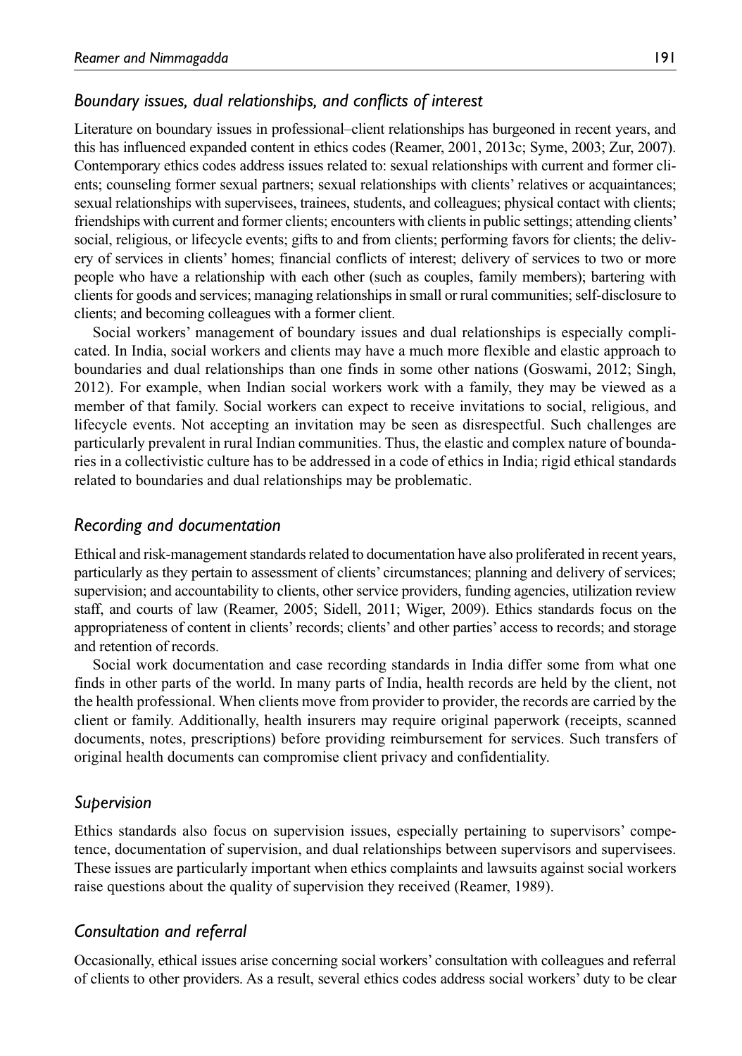### *Boundary issues, dual relationships, and conflicts of interest*

Literature on boundary issues in professional–client relationships has burgeoned in recent years, and this has influenced expanded content in ethics codes (Reamer, 2001, 2013c; Syme, 2003; Zur, 2007). Contemporary ethics codes address issues related to: sexual relationships with current and former clients; counseling former sexual partners; sexual relationships with clients' relatives or acquaintances; sexual relationships with supervisees, trainees, students, and colleagues; physical contact with clients; friendships with current and former clients; encounters with clients in public settings; attending clients' social, religious, or lifecycle events; gifts to and from clients; performing favors for clients; the delivery of services in clients' homes; financial conflicts of interest; delivery of services to two or more people who have a relationship with each other (such as couples, family members); bartering with clients for goods and services; managing relationships in small or rural communities; self-disclosure to clients; and becoming colleagues with a former client.

Social workers' management of boundary issues and dual relationships is especially complicated. In India, social workers and clients may have a much more flexible and elastic approach to boundaries and dual relationships than one finds in some other nations (Goswami, 2012; Singh, 2012). For example, when Indian social workers work with a family, they may be viewed as a member of that family. Social workers can expect to receive invitations to social, religious, and lifecycle events. Not accepting an invitation may be seen as disrespectful. Such challenges are particularly prevalent in rural Indian communities. Thus, the elastic and complex nature of boundaries in a collectivistic culture has to be addressed in a code of ethics in India; rigid ethical standards related to boundaries and dual relationships may be problematic.

### *Recording and documentation*

Ethical and risk-management standards related to documentation have also proliferated in recent years, particularly as they pertain to assessment of clients' circumstances; planning and delivery of services; supervision; and accountability to clients, other service providers, funding agencies, utilization review staff, and courts of law (Reamer, 2005; Sidell, 2011; Wiger, 2009). Ethics standards focus on the appropriateness of content in clients' records; clients' and other parties' access to records; and storage and retention of records.

Social work documentation and case recording standards in India differ some from what one finds in other parts of the world. In many parts of India, health records are held by the client, not the health professional. When clients move from provider to provider, the records are carried by the client or family. Additionally, health insurers may require original paperwork (receipts, scanned documents, notes, prescriptions) before providing reimbursement for services. Such transfers of original health documents can compromise client privacy and confidentiality.

### *Supervision*

Ethics standards also focus on supervision issues, especially pertaining to supervisors' competence, documentation of supervision, and dual relationships between supervisors and supervisees. These issues are particularly important when ethics complaints and lawsuits against social workers raise questions about the quality of supervision they received (Reamer, 1989).

### *Consultation and referral*

Occasionally, ethical issues arise concerning social workers' consultation with colleagues and referral of clients to other providers. As a result, several ethics codes address social workers' duty to be clear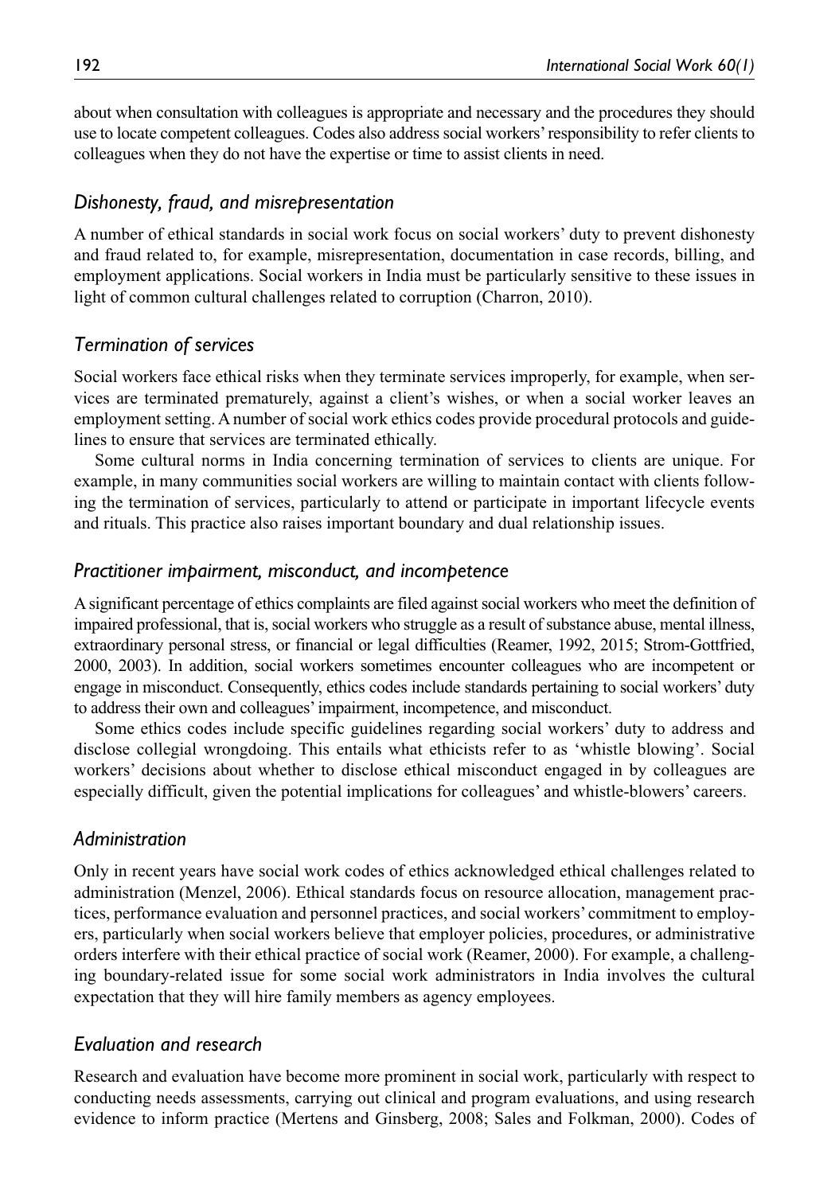about when consultation with colleagues is appropriate and necessary and the procedures they should use to locate competent colleagues. Codes also address social workers' responsibility to refer clients to colleagues when they do not have the expertise or time to assist clients in need.

### *Dishonesty, fraud, and misrepresentation*

A number of ethical standards in social work focus on social workers' duty to prevent dishonesty and fraud related to, for example, misrepresentation, documentation in case records, billing, and employment applications. Social workers in India must be particularly sensitive to these issues in light of common cultural challenges related to corruption (Charron, 2010).

### *Termination of services*

Social workers face ethical risks when they terminate services improperly, for example, when services are terminated prematurely, against a client's wishes, or when a social worker leaves an employment setting. A number of social work ethics codes provide procedural protocols and guidelines to ensure that services are terminated ethically.

Some cultural norms in India concerning termination of services to clients are unique. For example, in many communities social workers are willing to maintain contact with clients following the termination of services, particularly to attend or participate in important lifecycle events and rituals. This practice also raises important boundary and dual relationship issues.

### *Practitioner impairment, misconduct, and incompetence*

A significant percentage of ethics complaints are filed against social workers who meet the definition of impaired professional, that is, social workers who struggle as a result of substance abuse, mental illness, extraordinary personal stress, or financial or legal difficulties (Reamer, 1992, 2015; Strom-Gottfried, 2000, 2003). In addition, social workers sometimes encounter colleagues who are incompetent or engage in misconduct. Consequently, ethics codes include standards pertaining to social workers' duty to address their own and colleagues' impairment, incompetence, and misconduct.

Some ethics codes include specific guidelines regarding social workers' duty to address and disclose collegial wrongdoing. This entails what ethicists refer to as 'whistle blowing'. Social workers' decisions about whether to disclose ethical misconduct engaged in by colleagues are especially difficult, given the potential implications for colleagues' and whistle-blowers' careers.

### *Administration*

Only in recent years have social work codes of ethics acknowledged ethical challenges related to administration (Menzel, 2006). Ethical standards focus on resource allocation, management practices, performance evaluation and personnel practices, and social workers' commitment to employers, particularly when social workers believe that employer policies, procedures, or administrative orders interfere with their ethical practice of social work (Reamer, 2000). For example, a challenging boundary-related issue for some social work administrators in India involves the cultural expectation that they will hire family members as agency employees.

### *Evaluation and research*

Research and evaluation have become more prominent in social work, particularly with respect to conducting needs assessments, carrying out clinical and program evaluations, and using research evidence to inform practice (Mertens and Ginsberg, 2008; Sales and Folkman, 2000). Codes of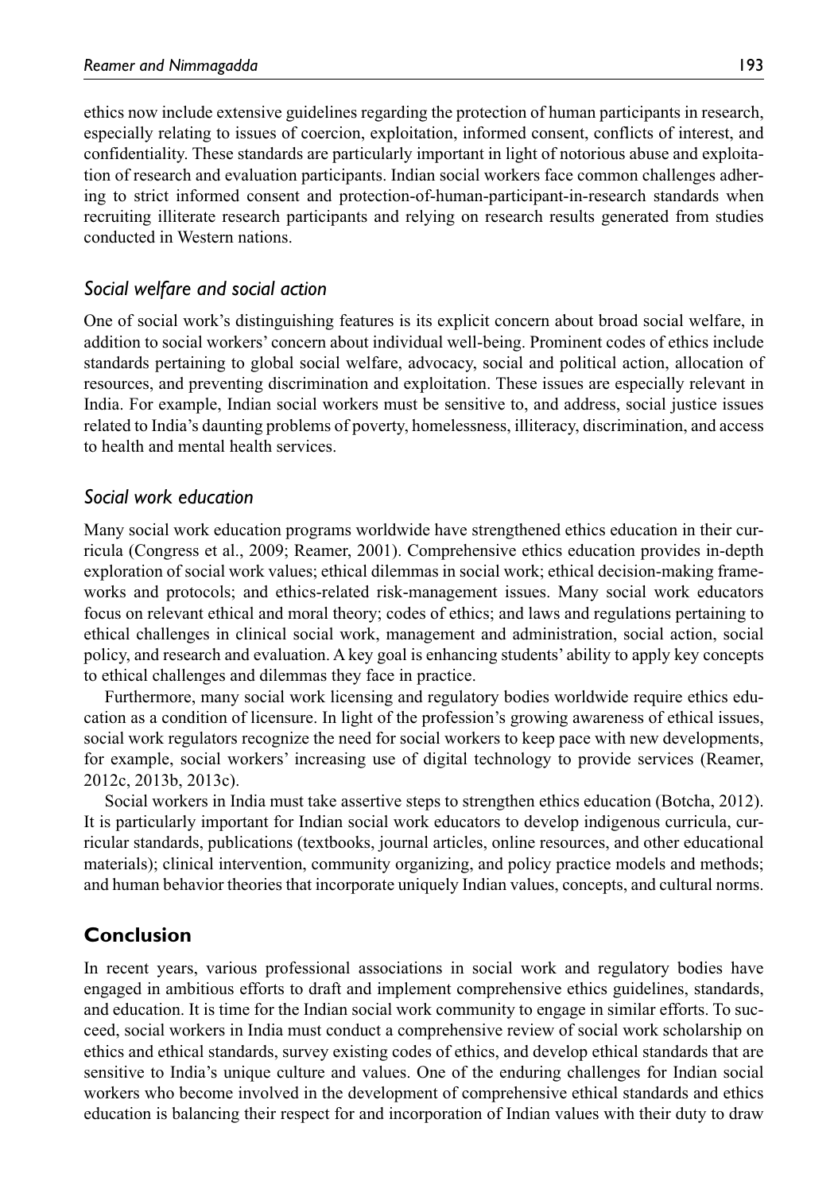ethics now include extensive guidelines regarding the protection of human participants in research, especially relating to issues of coercion, exploitation, informed consent, conflicts of interest, and confidentiality. These standards are particularly important in light of notorious abuse and exploitation of research and evaluation participants. Indian social workers face common challenges adhering to strict informed consent and protection-of-human-participant-in-research standards when recruiting illiterate research participants and relying on research results generated from studies conducted in Western nations.

### *Social welfare and social action*

One of social work's distinguishing features is its explicit concern about broad social welfare, in addition to social workers' concern about individual well-being. Prominent codes of ethics include standards pertaining to global social welfare, advocacy, social and political action, allocation of resources, and preventing discrimination and exploitation. These issues are especially relevant in India. For example, Indian social workers must be sensitive to, and address, social justice issues related to India's daunting problems of poverty, homelessness, illiteracy, discrimination, and access to health and mental health services.

### *Social work education*

Many social work education programs worldwide have strengthened ethics education in their curricula (Congress et al., 2009; Reamer, 2001). Comprehensive ethics education provides in-depth exploration of social work values; ethical dilemmas in social work; ethical decision-making frameworks and protocols; and ethics-related risk-management issues. Many social work educators focus on relevant ethical and moral theory; codes of ethics; and laws and regulations pertaining to ethical challenges in clinical social work, management and administration, social action, social policy, and research and evaluation. A key goal is enhancing students' ability to apply key concepts to ethical challenges and dilemmas they face in practice.

Furthermore, many social work licensing and regulatory bodies worldwide require ethics education as a condition of licensure. In light of the profession's growing awareness of ethical issues, social work regulators recognize the need for social workers to keep pace with new developments, for example, social workers' increasing use of digital technology to provide services (Reamer, 2012c, 2013b, 2013c).

Social workers in India must take assertive steps to strengthen ethics education (Botcha, 2012). It is particularly important for Indian social work educators to develop indigenous curricula, curricular standards, publications (textbooks, journal articles, online resources, and other educational materials); clinical intervention, community organizing, and policy practice models and methods; and human behavior theories that incorporate uniquely Indian values, concepts, and cultural norms.

## Conclusion

In recent years, various professional associations in social work and regulatory bodies have engaged in ambitious efforts to draft and implement comprehensive ethics guidelines, standards, and education. It is time for the Indian social work community to engage in similar efforts. To succeed, social workers in India must conduct a comprehensive review of social work scholarship on ethics and ethical standards, survey existing codes of ethics, and develop ethical standards that are sensitive to India's unique culture and values. One of the enduring challenges for Indian social workers who become involved in the development of comprehensive ethical standards and ethics education is balancing their respect for and incorporation of Indian values with their duty to draw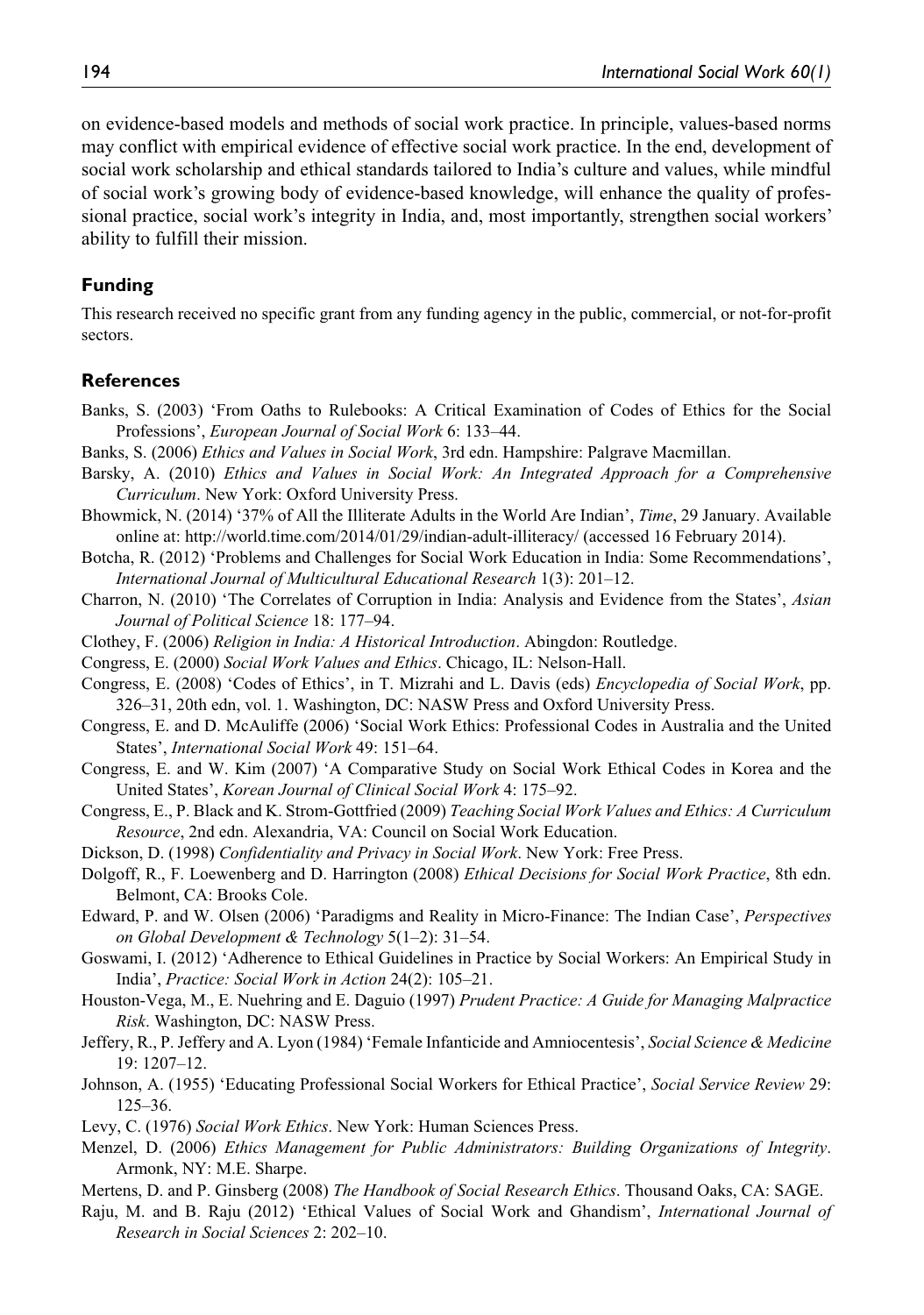on evidence-based models and methods of social work practice. In principle, values-based norms may conflict with empirical evidence of effective social work practice. In the end, development of social work scholarship and ethical standards tailored to India's culture and values, while mindful of social work's growing body of evidence-based knowledge, will enhance the quality of professional practice, social work's integrity in India, and, most importantly, strengthen social workers' ability to fulfill their mission.

## Funding

This research received no specific grant from any funding agency in the public, commercial, or not-for-profit sectors.

## References

Banks, S. (2003) 'From Oaths to Rulebooks: A Critical Examination of Codes of Ethics for the Social Professions', *European Journal of Social Work* 6: 133–44.

Banks, S. (2006) *Ethics and Values in Social Work*, 3rd edn. Hampshire: Palgrave Macmillan.

Barsky, A. (2010) *Ethics and Values in Social Work: An Integrated Approach for a Comprehensive Curriculum*. New York: Oxford University Press.

Bhowmick, N. (2014) '37% of All the Illiterate Adults in the World Are Indian', *Time*, 29 January. Available online at: http://world.time.com/2014/01/29/indian-adult-illiteracy/ (accessed 16 February 2014).

Botcha, R. (2012) 'Problems and Challenges for Social Work Education in India: Some Recommendations', *International Journal of Multicultural Educational Research* 1(3): 201–12.

Charron, N. (2010) 'The Correlates of Corruption in India: Analysis and Evidence from the States', *Asian Journal of Political Science* 18: 177–94.

Clothey, F. (2006) *Religion in India: A Historical Introduction*. Abingdon: Routledge.

Congress, E. (2000) *Social Work Values and Ethics*. Chicago, IL: Nelson-Hall.

Congress, E. (2008) 'Codes of Ethics', in T. Mizrahi and L. Davis (eds) *Encyclopedia of Social Work*, pp. 326–31, 20th edn, vol. 1. Washington, DC: NASW Press and Oxford University Press.

Congress, E. and D. McAuliffe (2006) 'Social Work Ethics: Professional Codes in Australia and the United States', *International Social Work* 49: 151–64.

Congress, E. and W. Kim (2007) 'A Comparative Study on Social Work Ethical Codes in Korea and the United States', *Korean Journal of Clinical Social Work* 4: 175–92.

Congress, E., P. Black and K. Strom-Gottfried (2009) *Teaching Social Work Values and Ethics: A Curriculum Resource*, 2nd edn. Alexandria, VA: Council on Social Work Education.

Dickson, D. (1998) *Confidentiality and Privacy in Social Work*. New York: Free Press.

Dolgoff, R., F. Loewenberg and D. Harrington (2008) *Ethical Decisions for Social Work Practice*, 8th edn. Belmont, CA: Brooks Cole.

Edward, P. and W. Olsen (2006) 'Paradigms and Reality in Micro-Finance: The Indian Case', *Perspectives on Global Development & Technology* 5(1–2): 31–54.

Goswami, I. (2012) 'Adherence to Ethical Guidelines in Practice by Social Workers: An Empirical Study in India', *Practice: Social Work in Action* 24(2): 105–21.

Houston-Vega, M., E. Nuehring and E. Daguio (1997) *Prudent Practice: A Guide for Managing Malpractice Risk*. Washington, DC: NASW Press.

Jeffery, R., P. Jeffery and A. Lyon (1984) 'Female Infanticide and Amniocentesis', *Social Science & Medicine* 19: 1207–12.

Johnson, A. (1955) 'Educating Professional Social Workers for Ethical Practice', *Social Service Review* 29: 125–36.

Levy, C. (1976) *Social Work Ethics*. New York: Human Sciences Press.

Menzel, D. (2006) *Ethics Management for Public Administrators: Building Organizations of Integrity*. Armonk, NY: M.E. Sharpe.

Mertens, D. and P. Ginsberg (2008) *The Handbook of Social Research Ethics*. Thousand Oaks, CA: SAGE.

Raju, M. and B. Raju (2012) 'Ethical Values of Social Work and Ghandism', *International Journal of Research in Social Sciences* 2: 202–10.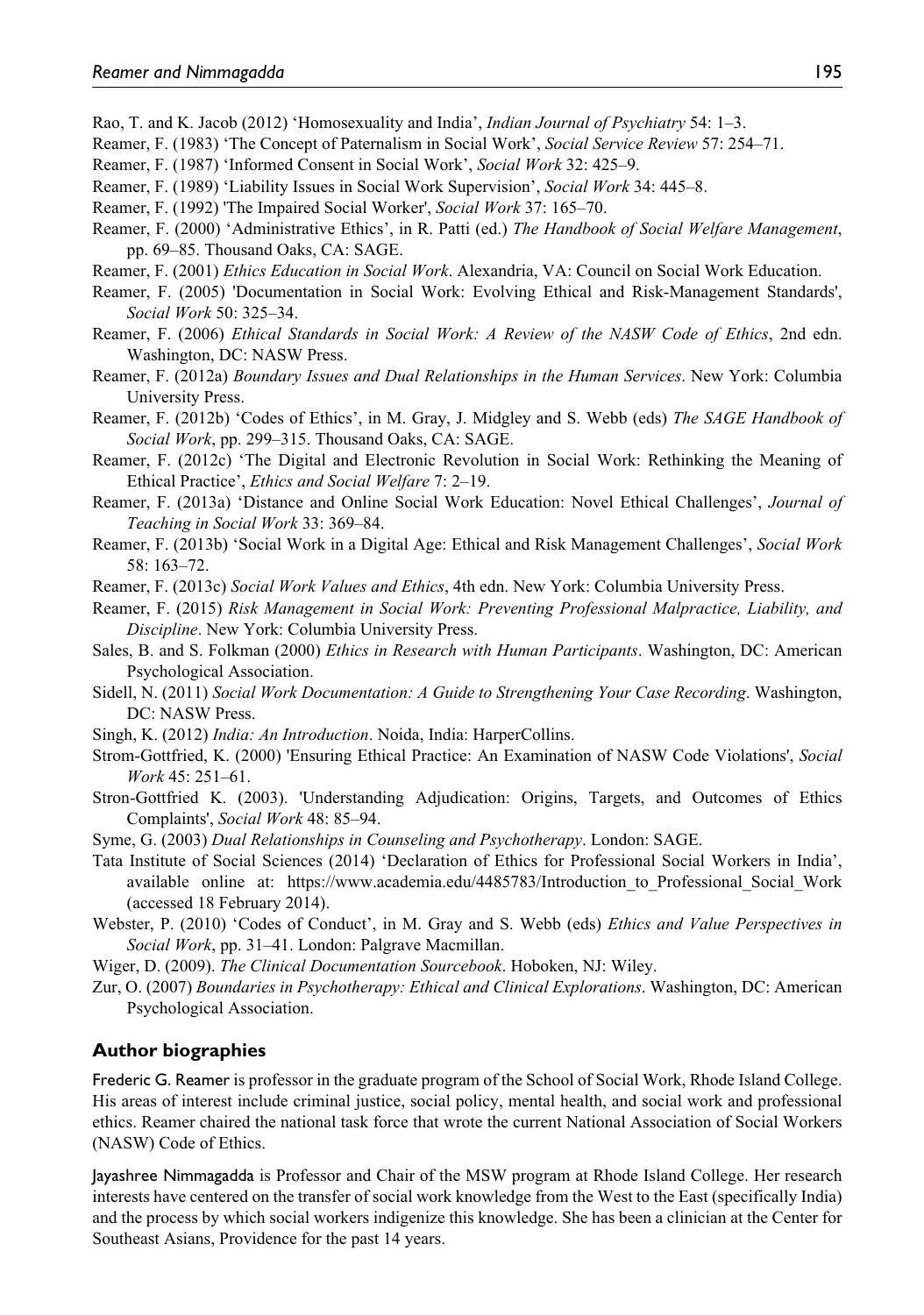Rao, T. and K. Jacob (2012) 'Homosexuality and India', *Indian Journal of Psychiatry* 54: 1–3.

Reamer, F. (1983) 'The Concept of Paternalism in Social Work', *Social Service Review* 57: 254–71.

Reamer, F. (1987) 'Informed Consent in Social Work', *Social Work* 32: 425–9.

Reamer, F. (1989) 'Liability Issues in Social Work Supervision', *Social Work* 34: 445–8.

Reamer, F. (1992) 'The Impaired Social Worker', *Social Work* 37: 165–70.

Reamer, F. (2000) 'Administrative Ethics', in R. Patti (ed.) *The Handbook of Social Welfare Management*, pp. 69–85. Thousand Oaks, CA: SAGE.

Reamer, F. (2001) *Ethics Education in Social Work*. Alexandria, VA: Council on Social Work Education.

Reamer, F. (2005) 'Documentation in Social Work: Evolving Ethical and Risk-Management Standards', *Social Work* 50: 325–34.

Reamer, F. (2006) *Ethical Standards in Social Work: A Review of the NASW Code of Ethics*, 2nd edn. Washington, DC: NASW Press.

Reamer, F. (2012a) *Boundary Issues and Dual Relationships in the Human Services*. New York: Columbia University Press.

Reamer, F. (2012b) 'Codes of Ethics', in M. Gray, J. Midgley and S. Webb (eds) *The SAGE Handbook of Social Work*, pp. 299–315. Thousand Oaks, CA: SAGE.

Reamer, F. (2012c) 'The Digital and Electronic Revolution in Social Work: Rethinking the Meaning of Ethical Practice', *Ethics and Social Welfare* 7: 2–19.

Reamer, F. (2013a) 'Distance and Online Social Work Education: Novel Ethical Challenges', *Journal of Teaching in Social Work* 33: 369–84.

Reamer, F. (2013b) 'Social Work in a Digital Age: Ethical and Risk Management Challenges', *Social Work* 58: 163–72.

Reamer, F. (2013c) *Social Work Values and Ethics*, 4th edn. New York: Columbia University Press.

Reamer, F. (2015) *Risk Management in Social Work: Preventing Professional Malpractice, Liability, and Discipline*. New York: Columbia University Press.

Sales, B. and S. Folkman (2000) *Ethics in Research with Human Participants*. Washington, DC: American Psychological Association.

Sidell, N. (2011) *Social Work Documentation: A Guide to Strengthening Your Case Recording*. Washington, DC: NASW Press.

Singh, K. (2012) *India: An Introduction*. Noida, India: HarperCollins.

Strom-Gottfried, K. (2000) 'Ensuring Ethical Practice: An Examination of NASW Code Violations', *Social Work* 45: 251–61.

Stron-Gottfried K. (2003). 'Understanding Adjudication: Origins, Targets, and Outcomes of Ethics Complaints', *Social Work* 48: 85–94.

Syme, G. (2003) *Dual Relationships in Counseling and Psychotherapy*. London: SAGE.

Tata Institute of Social Sciences (2014) 'Declaration of Ethics for Professional Social Workers in India', available online at: https://www.academia.edu/4485783/Introduction_to_Professional_Social_Work (accessed 18 February 2014).

Webster, P. (2010) 'Codes of Conduct', in M. Gray and S. Webb (eds) *Ethics and Value Perspectives in Social Work*, pp. 31–41. London: Palgrave Macmillan.

Wiger, D. (2009). *The Clinical Documentation Sourcebook*. Hoboken, NJ: Wiley.

Zur, O. (2007) *Boundaries in Psychotherapy: Ethical and Clinical Explorations*. Washington, DC: American Psychological Association.

## Author biographies

**Frederic G. Reamer** is professor in the graduate program of the School of Social Work, Rhode Island College. His areas of interest include criminal justice, social policy, mental health, and social work and professional ethics. Reamer chaired the national task force that wrote the current National Association of Social Workers (NASW) Code of Ethics.

**Jayashree Nimmagadda** is Professor and Chair of the MSW program at Rhode Island College. Her research interests have centered on the transfer of social work knowledge from the West to the East (specifically India) and the process by which social workers indigenize this knowledge. She has been a clinician at the Center for Southeast Asians, Providence for the past 14 years.